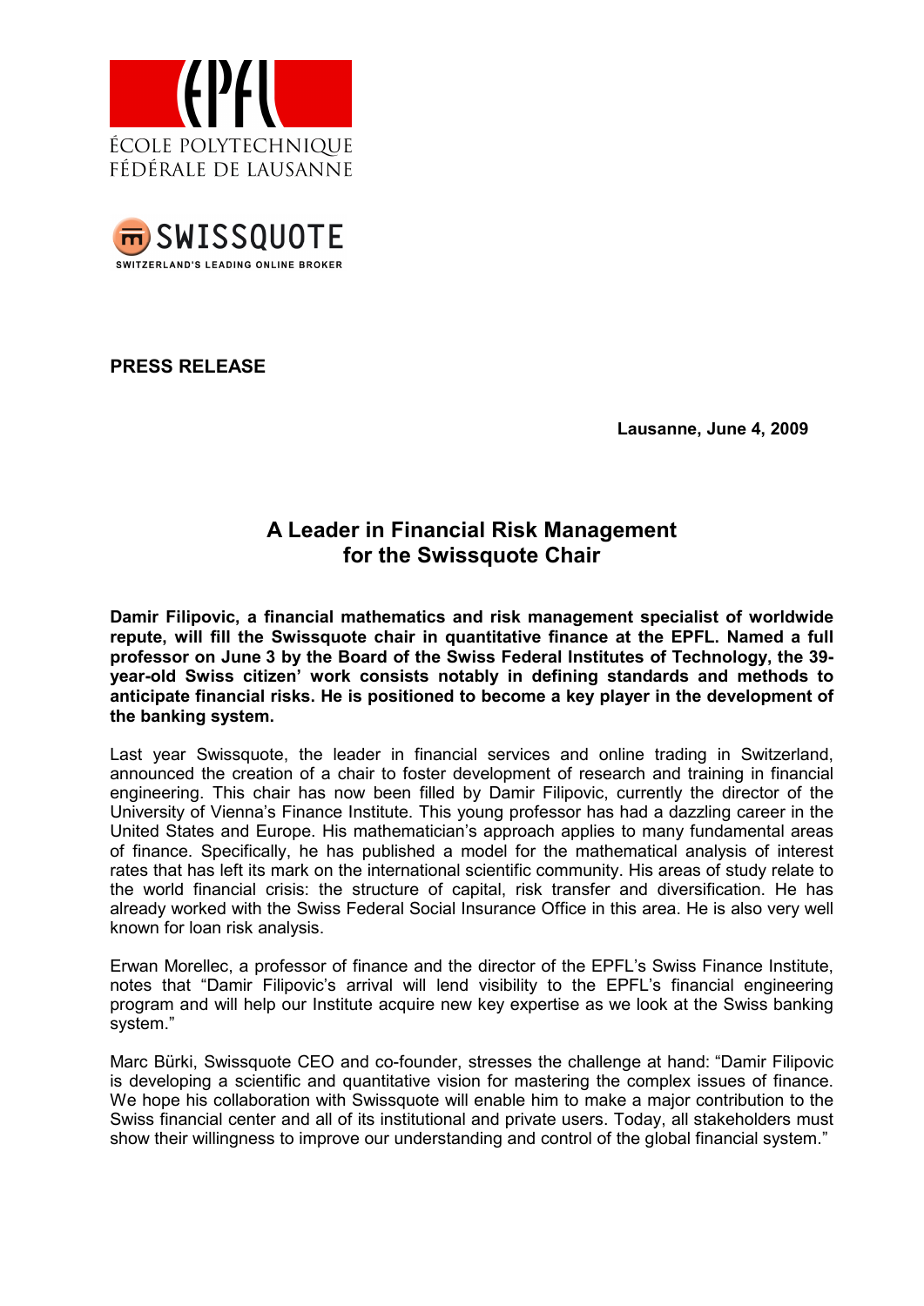ÉCOLE POLYTECHNIQUE FÉDÉRALE DE LAUSANNE

SWISSQUOTE
SWITZERLAND'S LEADING ONLINE BROKER

**PRESS RELEASE**

**Lausanne, June 4, 2009**

# A Leader in Financial Risk Management for the Swissquote Chair

**Damir Filipovic, a financial mathematics and risk management specialist of worldwide repute, will fill the Swissquote chair in quantitative finance at the EPFL. Named a full professor on June 3 by the Board of the Swiss Federal Institutes of Technology, the 39-year-old Swiss citizen' work consists notably in defining standards and methods to anticipate financial risks. He is positioned to become a key player in the development of the banking system.**

Last year Swissquote, the leader in financial services and online trading in Switzerland, announced the creation of a chair to foster development of research and training in financial engineering. This chair has now been filled by Damir Filipovic, currently the director of the University of Vienna's Finance Institute. This young professor has had a dazzling career in the United States and Europe. His mathematician's approach applies to many fundamental areas of finance. Specifically, he has published a model for the mathematical analysis of interest rates that has left its mark on the international scientific community. His areas of study relate to the world financial crisis: the structure of capital, risk transfer and diversification. He has already worked with the Swiss Federal Social Insurance Office in this area. He is also very well known for loan risk analysis.

Erwan Morellec, a professor of finance and the director of the EPFL's Swiss Finance Institute, notes that "Damir Filipovic's arrival will lend visibility to the EPFL's financial engineering program and will help our Institute acquire new key expertise as we look at the Swiss banking system."

Marc Bürki, Swissquote CEO and co-founder, stresses the challenge at hand: "Damir Filipovic is developing a scientific and quantitative vision for mastering the complex issues of finance. We hope his collaboration with Swissquote will enable him to make a major contribution to the Swiss financial center and all of its institutional and private users. Today, all stakeholders must show their willingness to improve our understanding and control of the global financial system."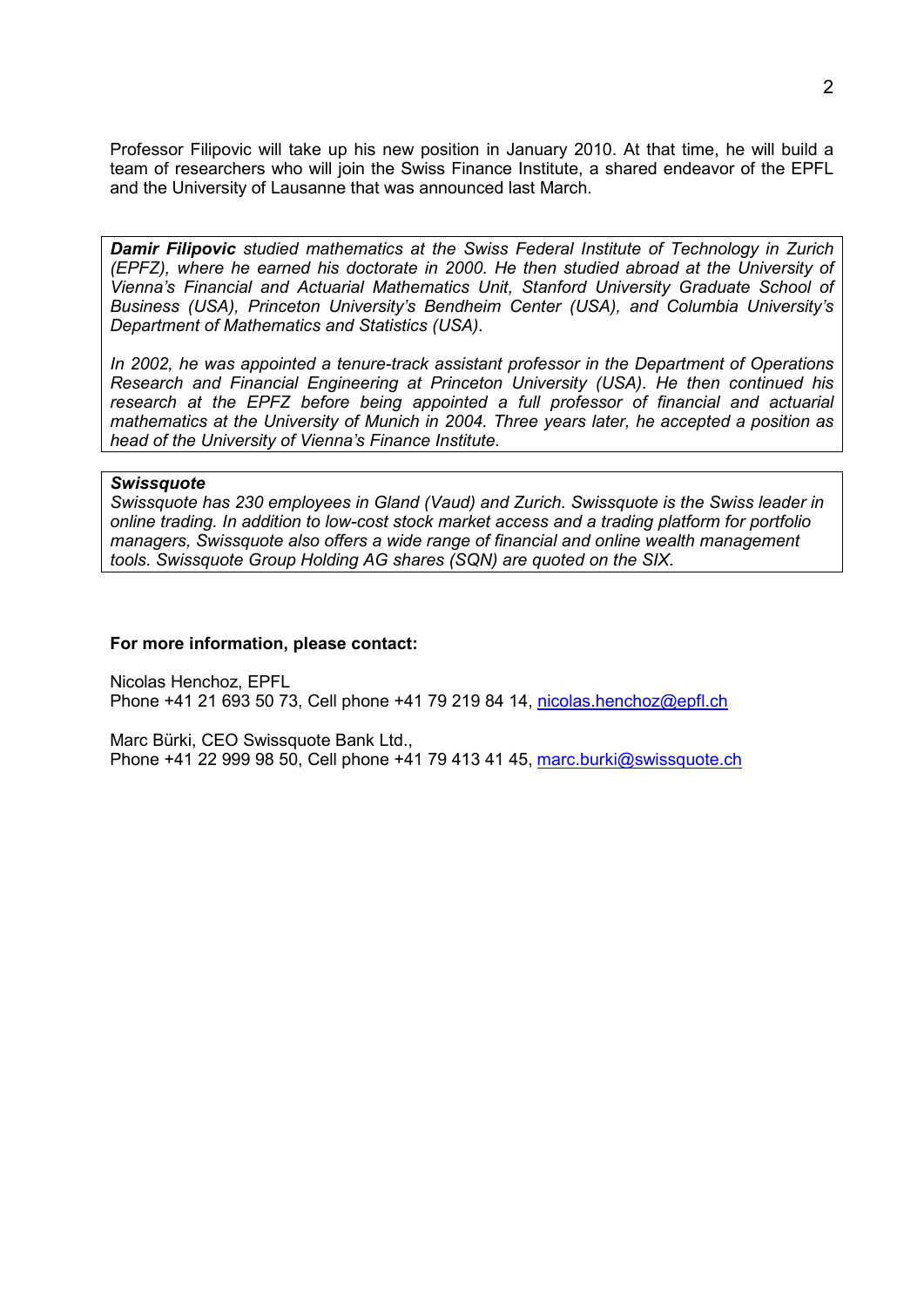Professor Filipovic will take up his new position in January 2010. At that time, he will build a team of researchers who will join the Swiss Finance Institute, a shared endeavor of the EPFL and the University of Lausanne that was announced last March.

***Damir Filipovic*** *studied mathematics at the Swiss Federal Institute of Technology in Zurich (EPFZ), where he earned his doctorate in 2000. He then studied abroad at the University of Vienna's Financial and Actuarial Mathematics Unit, Stanford University Graduate School of Business (USA), Princeton University's Bendheim Center (USA), and Columbia University's Department of Mathematics and Statistics (USA).*

*In 2002, he was appointed a tenure-track assistant professor in the Department of Operations Research and Financial Engineering at Princeton University (USA). He then continued his research at the EPFZ before being appointed a full professor of financial and actuarial mathematics at the University of Munich in 2004. Three years later, he accepted a position as head of the University of Vienna's Finance Institute.*

***Swissquote***
*Swissquote has 230 employees in Gland (Vaud) and Zurich. Swissquote is the Swiss leader in online trading. In addition to low-cost stock market access and a trading platform for portfolio managers, Swissquote also offers a wide range of financial and online wealth management tools. Swissquote Group Holding AG shares (SQN) are quoted on the SIX.*

**For more information, please contact:**

Nicolas Henchoz, EPFL
Phone +41 21 693 50 73, Cell phone +41 79 219 84 14, nicolas.henchoz@epfl.ch

Marc Bürki, CEO Swissquote Bank Ltd.,
Phone +41 22 999 98 50, Cell phone +41 79 413 41 45, marc.burki@swissquote.ch